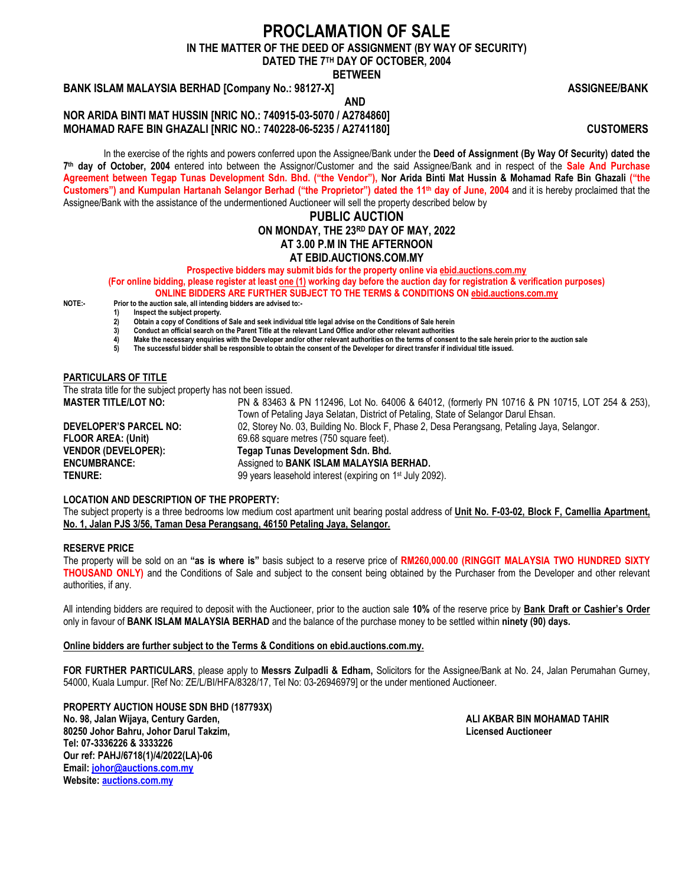# PROCLAMATION OF SALE

**IN THE MATTER OF THE DEED OF ASSIGNMENT (BY WAY OF SECURITY)**
**DATED THE 7TH DAY OF OCTOBER, 2004**
**BETWEEN**

**BANK ISLAM MALAYSIA BERHAD [Company No.: 98127-X]** **ASSIGNEE/BANK**

**AND**

**NOR ARIDA BINTI MAT HUSSIN [NRIC NO.: 740915-03-5070 / A2784860]**
**MOHAMAD RAFE BIN GHAZALI [NRIC NO.: 740228-06-5235 / A2741180]** **CUSTOMERS**

In the exercise of the rights and powers conferred upon the Assignee/Bank under the **Deed of Assignment (By Way Of Security) dated the 7th day of October, 2004** entered into between the Assignor/Customer and the said Assignee/Bank and in respect of the **Sale And Purchase Agreement between Tegap Tunas Development Sdn. Bhd. ("the Vendor"), Nor Arida Binti Mat Hussin & Mohamad Rafe Bin Ghazali ("the Customers") and Kumpulan Hartanah Selangor Berhad ("the Proprietor") dated the 11th day of June, 2004** and it is hereby proclaimed that the Assignee/Bank with the assistance of the undermentioned Auctioneer will sell the property described below by

## PUBLIC AUCTION

**ON MONDAY, THE 23RD DAY OF MAY, 2022**
**AT 3.00 P.M IN THE AFTERNOON**
**AT EBID.AUCTIONS.COM.MY**

**Prospective bidders may submit bids for the property online via ebid.auctions.com.my**
**(For online bidding, please register at least one (1) working day before the auction day for registration & verification purposes)**
**ONLINE BIDDERS ARE FURTHER SUBJECT TO THE TERMS & CONDITIONS ON ebid.auctions.com.my**

**NOTE:-** **Prior to the auction sale, all intending bidders are advised to:-**

1) **Inspect the subject property.**
2) **Obtain a copy of Conditions of Sale and seek individual title legal advise on the Conditions of Sale herein**
3) **Conduct an official search on the Parent Title at the relevant Land Office and/or other relevant authorities**
4) **Make the necessary enquiries with the Developer and/or other relevant authorities on the terms of consent to the sale herein prior to the auction sale**
5) **The successful bidder shall be responsible to obtain the consent of the Developer for direct transfer if individual title issued.**

### PARTICULARS OF TITLE

The strata title for the subject property has not been issued.

| | |
|---|---|
| **MASTER TITLE/LOT NO:** | PN & 83463 & PN 112496, Lot No. 64006 & 64012, (formerly PN 10716 & PN 10715, LOT 254 & 253), Town of Petaling Jaya Selatan, District of Petaling, State of Selangor Darul Ehsan. |
| **DEVELOPER'S PARCEL NO:** | 02, Storey No. 03, Building No. Block F, Phase 2, Desa Perangsang, Petaling Jaya, Selangor. |
| **FLOOR AREA: (Unit)** | 69.68 square metres (750 square feet). |
| **VENDOR (DEVELOPER):** | **Tegap Tunas Development Sdn. Bhd.** |
| **ENCUMBRANCE:** | Assigned to **BANK ISLAM MALAYSIA BERHAD.** |
| **TENURE:** | 99 years leasehold interest (expiring on 1st July 2092). |

### LOCATION AND DESCRIPTION OF THE PROPERTY:

The subject property is a three bedrooms low medium cost apartment unit bearing postal address of **Unit No. F-03-02, Block F, Camellia Apartment, No. 1, Jalan PJS 3/56, Taman Desa Perangsang, 46150 Petaling Jaya, Selangor.**

### RESERVE PRICE

The property will be sold on an **"as is where is"** basis subject to a reserve price of **RM260,000.00 (RINGGIT MALAYSIA TWO HUNDRED SIXTY THOUSAND ONLY)** and the Conditions of Sale and subject to the consent being obtained by the Purchaser from the Developer and other relevant authorities, if any.

All intending bidders are required to deposit with the Auctioneer, prior to the auction sale **10%** of the reserve price by **Bank Draft or Cashier's Order** only in favour of **BANK ISLAM MALAYSIA BERHAD** and the balance of the purchase money to be settled within **ninety (90) days.**

**Online bidders are further subject to the Terms & Conditions on ebid.auctions.com.my.**

**FOR FURTHER PARTICULARS**, please apply to **Messrs Zulpadli & Edham,** Solicitors for the Assignee/Bank at No. 24, Jalan Perumahan Gurney, 54000, Kuala Lumpur. [Ref No: ZE/L/BI/HFA/8328/17, Tel No: 03-26946979] or the under mentioned Auctioneer.

**PROPERTY AUCTION HOUSE SDN BHD (187793X)**
**No. 98, Jalan Wijaya, Century Garden,**
**80250 Johor Bahru, Johor Darul Takzim,**
**Tel: 07-3336226 & 3333226**
**Our ref: PAHJ/6718(1)/4/2022(LA)-06**
**Email: johor@auctions.com.my**
**Website: auctions.com.my**

**ALI AKBAR BIN MOHAMAD TAHIR**
**Licensed Auctioneer**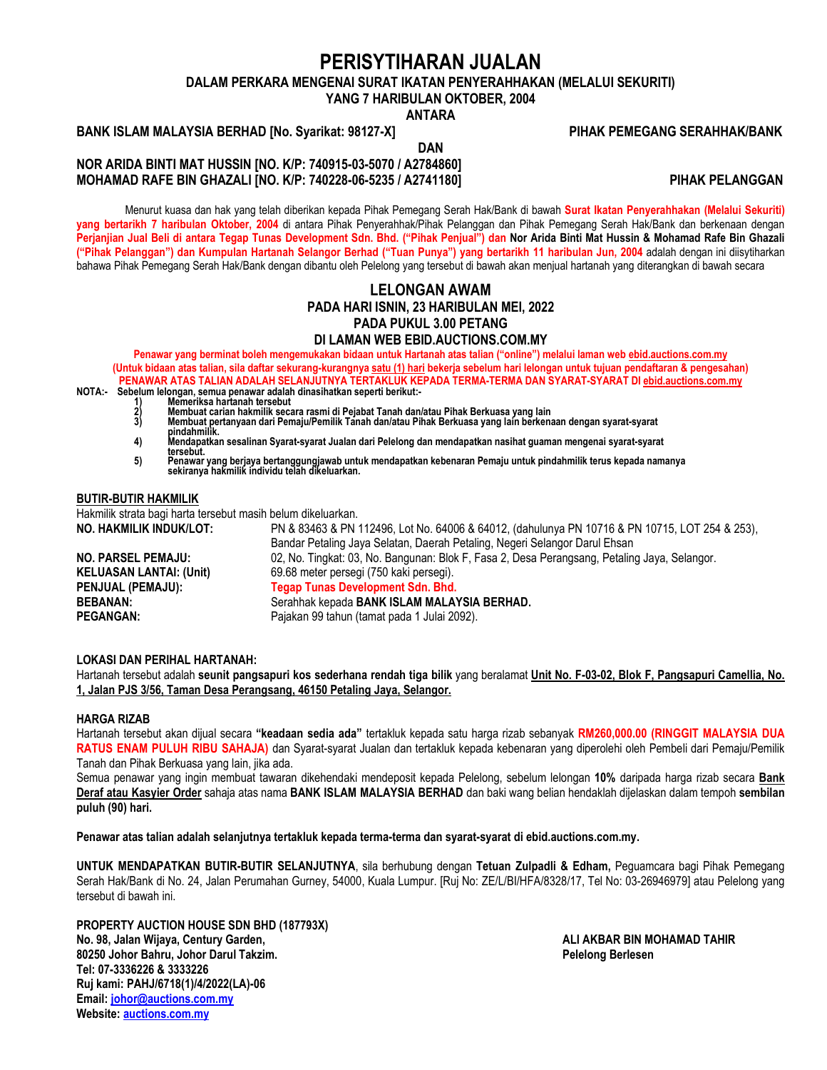# PERISYTIHARAN JUALAN

**DALAM PERKARA MENGENAI SURAT IKATAN PENYERAHHAKAN (MELALUI SEKURITI)**
**YANG 7 HARIBULAN OKTOBER, 2004**
**ANTARA**

**BANK ISLAM MALAYSIA BERHAD [No. Syarikat: 98127-X]** **PIHAK PEMEGANG SERAHHAK/BANK**

**DAN**

**NOR ARIDA BINTI MAT HUSSIN [NO. K/P: 740915-03-5070 / A2784860]**
**MOHAMAD RAFE BIN GHAZALI [NO. K/P: 740228-06-5235 / A2741180]** **PIHAK PELANGGAN**

Menurut kuasa dan hak yang telah diberikan kepada Pihak Pemegang Serah Hak/Bank di bawah **Surat Ikatan Penyerahhakan (Melalui Sekuriti) yang bertarikh 7 haribulan Oktober, 2004** di antara Pihak Penyerahhak/Pihak Pelanggan dan Pihak Pemegang Serah Hak/Bank dan berkenaan dengan **Perjanjian Jual Beli di antara Tegap Tunas Development Sdn. Bhd. ("Pihak Penjual") dan Nor Arida Binti Mat Hussin & Mohamad Rafe Bin Ghazali ("Pihak Pelanggan") dan Kumpulan Hartanah Selangor Berhad ("Tuan Punya") yang bertarikh 11 haribulan Jun, 2004** adalah dengan ini diisytiharkan bahawa Pihak Pemegang Serah Hak/Bank dengan dibantu oleh Pelelong yang tersebut di bawah akan menjual hartanah yang diterangkan di bawah secara

## LELONGAN AWAM

**PADA HARI ISNIN, 23 HARIBULAN MEI, 2022**
**PADA PUKUL 3.00 PETANG**
**DI LAMAN WEB EBID.AUCTIONS.COM.MY**

**Penawar yang berminat boleh mengemukakan bidaan untuk Hartanah atas talian ("online") melalui laman web ebid.auctions.com.my**
**(Untuk bidaan atas talian, sila daftar sekurang-kurangnya satu (1) hari bekerja sebelum hari lelongan untuk tujuan pendaftaran & pengesahan)**
**PENAWAR ATAS TALIAN ADALAH SELANJUTNYA TERTAKLUK KEPADA TERMA-TERMA DAN SYARAT-SYARAT DI ebid.auctions.com.my**

**NOTA:- Sebelum lelongan, semua penawar adalah dinasihatkan seperti berikut:-**

1) **Memeriksa hartanah tersebut**
2) **Membuat carian hakmilik secara rasmi di Pejabat Tanah dan/atau Pihak Berkuasa yang lain**
3) **Membuat pertanyaan dari Pemaju/Pemilik Tanah dan/atau Pihak Berkuasa yang lain berkenaan dengan syarat-syarat pindahmilik.**
4) **Mendapatkan sesalinan Syarat-syarat Jualan dari Pelelong dan mendapatkan nasihat guaman mengenai syarat-syarat tersebut.**
5) **Penawar yang berjaya bertanggungjawab untuk mendapatkan kebenaran Pemaju untuk pindahmilik terus kepada namanya sekiranya hakmilik individu telah dikeluarkan.**

**BUTIR-BUTIR HAKMILIK**

Hakmilik strata bagi harta tersebut masih belum dikeluarkan.

| | |
|---|---|
| **NO. HAKMILIK INDUK/LOT:** | PN & 83463 & PN 112496, Lot No. 64006 & 64012, (dahulunya PN 10716 & PN 10715, LOT 254 & 253), Bandar Petaling Jaya Selatan, Daerah Petaling, Negeri Selangor Darul Ehsan |
| **NO. PARSEL PEMAJU:** | 02, No. Tingkat: 03, No. Bangunan: Blok F, Fasa 2, Desa Perangsang, Petaling Jaya, Selangor. |
| **KELUASAN LANTAI: (Unit)** | 69.68 meter persegi (750 kaki persegi). |
| **PENJUAL (PEMAJU):** | **Tegap Tunas Development Sdn. Bhd.** |
| **BEBANAN:** | Serahhak kepada **BANK ISLAM MALAYSIA BERHAD.** |
| **PEGANGAN:** | Pajakan 99 tahun (tamat pada 1 Julai 2092). |

**LOKASI DAN PERIHAL HARTANAH:**

Hartanah tersebut adalah **seunit pangsapuri kos sederhana rendah tiga bilik** yang beralamat **Unit No. F-03-02, Blok F, Pangsapuri Camellia, No. 1, Jalan PJS 3/56, Taman Desa Perangsang, 46150 Petaling Jaya, Selangor.**

**HARGA RIZAB**

Hartanah tersebut akan dijual secara **"keadaan sedia ada"** tertakluk kepada satu harga rizab sebanyak **RM260,000.00 (RINGGIT MALAYSIA DUA RATUS ENAM PULUH RIBU SAHAJA)** dan Syarat-syarat Jualan dan tertakluk kepada kebenaran yang diperolehi oleh Pembeli dari Pemaju/Pemilik Tanah dan Pihak Berkuasa yang lain, jika ada.

Semua penawar yang ingin membuat tawaran dikehendaki mendeposit kepada Pelelong, sebelum lelongan **10%** daripada harga rizab secara **Bank Deraf atau Kasyier Order** sahaja atas nama **BANK ISLAM MALAYSIA BERHAD** dan baki wang belian hendaklah dijelaskan dalam tempoh **sembilan puluh (90) hari.**

**Penawar atas talian adalah selanjutnya tertakluk kepada terma-terma dan syarat-syarat di ebid.auctions.com.my.**

**UNTUK MENDAPATKAN BUTIR-BUTIR SELANJUTNYA**, sila berhubung dengan **Tetuan Zulpadli & Edham,** Peguamcara bagi Pihak Pemegang Serah Hak/Bank di No. 24, Jalan Perumahan Gurney, 54000, Kuala Lumpur. [Ruj No: ZE/L/BI/HFA/8328/17, Tel No: 03-26946979] atau Pelelong yang tersebut di bawah ini.

**PROPERTY AUCTION HOUSE SDN BHD (187793X)**
**No. 98, Jalan Wijaya, Century Garden,**
**80250 Johor Bahru, Johor Darul Takzim.**
**Tel: 07-3336226 & 3333226**
**Ruj kami: PAHJ/6718(1)/4/2022(LA)-06**
**Email: johor@auctions.com.my**
**Website: auctions.com.my**

**ALI AKBAR BIN MOHAMAD TAHIR**
**Pelelong Berlesen**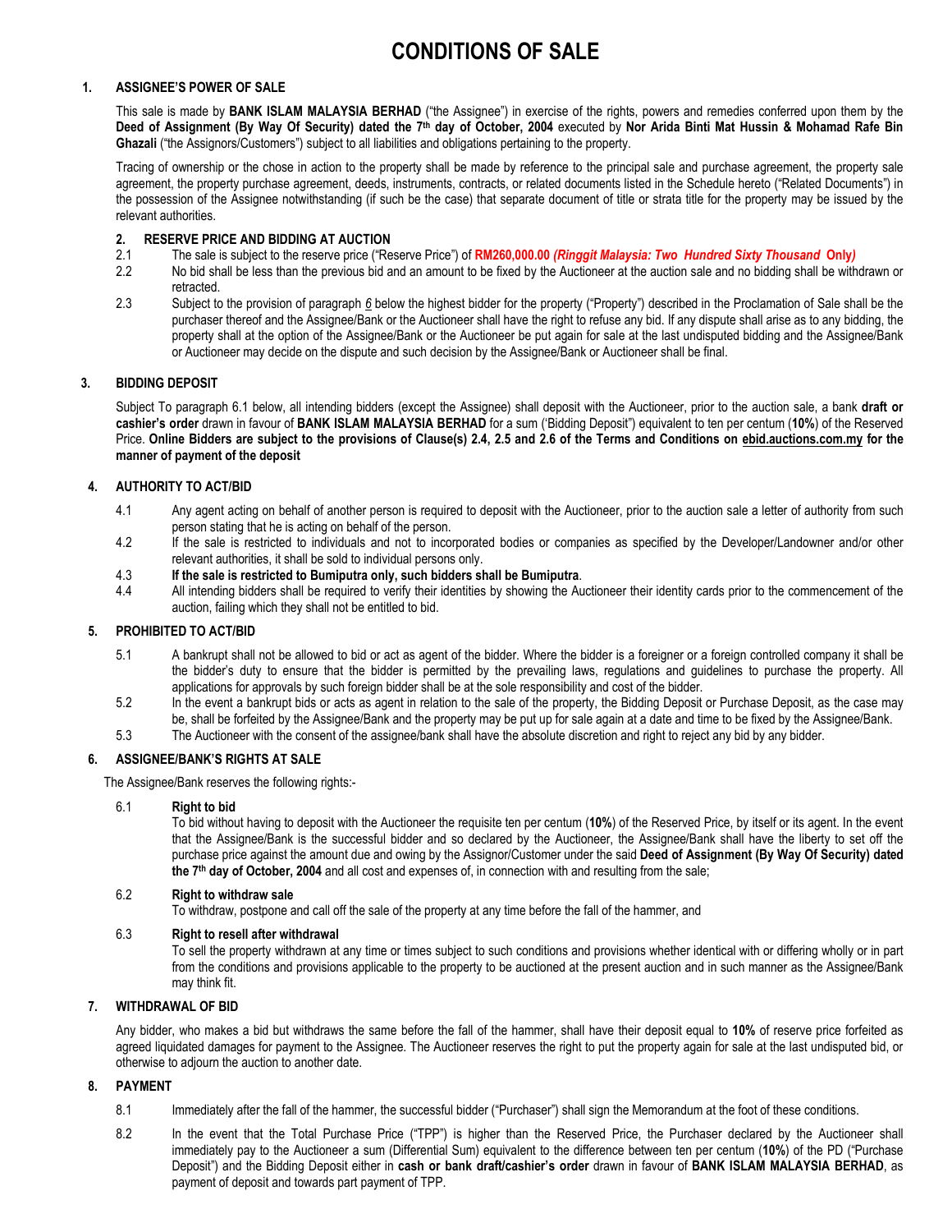# CONDITIONS OF SALE

## 1. ASSIGNEE'S POWER OF SALE

This sale is made by **BANK ISLAM MALAYSIA BERHAD** ("the Assignee") in exercise of the rights, powers and remedies conferred upon them by the **Deed of Assignment (By Way Of Security) dated the 7th day of October, 2004** executed by **Nor Arida Binti Mat Hussin & Mohamad Rafe Bin Ghazali** ("the Assignors/Customers") subject to all liabilities and obligations pertaining to the property.

Tracing of ownership or the chose in action to the property shall be made by reference to the principal sale and purchase agreement, the property sale agreement, the property purchase agreement, deeds, instruments, contracts, or related documents listed in the Schedule hereto ("Related Documents") in the possession of the Assignee notwithstanding (if such be the case) that separate document of title or strata title for the property may be issued by the relevant authorities.

## 2. RESERVE PRICE AND BIDDING AT AUCTION

2.1 The sale is subject to the reserve price ("Reserve Price") of **RM260,000.00** ***(Ringgit Malaysia: Two Hundred Sixty Thousand*** **Only*)***

2.2 No bid shall be less than the previous bid and an amount to be fixed by the Auctioneer at the auction sale and no bidding shall be withdrawn or retracted.

2.3 Subject to the provision of paragraph *6* below the highest bidder for the property ("Property") described in the Proclamation of Sale shall be the purchaser thereof and the Assignee/Bank or the Auctioneer shall have the right to refuse any bid. If any dispute shall arise as to any bidding, the property shall at the option of the Assignee/Bank or the Auctioneer be put again for sale at the last undisputed bidding and the Assignee/Bank or Auctioneer may decide on the dispute and such decision by the Assignee/Bank or Auctioneer shall be final.

## 3. BIDDING DEPOSIT

Subject To paragraph 6.1 below, all intending bidders (except the Assignee) shall deposit with the Auctioneer, prior to the auction sale, a bank **draft or cashier's order** drawn in favour of **BANK ISLAM MALAYSIA BERHAD** for a sum ('Bidding Deposit") equivalent to ten per centum (**10%**) of the Reserved Price. **Online Bidders are subject to the provisions of Clause(s) 2.4, 2.5 and 2.6 of the Terms and Conditions on ebid.auctions.com.my for the manner of payment of the deposit**

## 4. AUTHORITY TO ACT/BID

4.1 Any agent acting on behalf of another person is required to deposit with the Auctioneer, prior to the auction sale a letter of authority from such person stating that he is acting on behalf of the person.

4.2 If the sale is restricted to individuals and not to incorporated bodies or companies as specified by the Developer/Landowner and/or other relevant authorities, it shall be sold to individual persons only.

4.3 **If the sale is restricted to Bumiputra only, such bidders shall be Bumiputra**.

4.4 All intending bidders shall be required to verify their identities by showing the Auctioneer their identity cards prior to the commencement of the auction, failing which they shall not be entitled to bid.

## 5. PROHIBITED TO ACT/BID

5.1 A bankrupt shall not be allowed to bid or act as agent of the bidder. Where the bidder is a foreigner or a foreign controlled company it shall be the bidder's duty to ensure that the bidder is permitted by the prevailing laws, regulations and guidelines to purchase the property. All applications for approvals by such foreign bidder shall be at the sole responsibility and cost of the bidder.

5.2 In the event a bankrupt bids or acts as agent in relation to the sale of the property, the Bidding Deposit or Purchase Deposit, as the case may be, shall be forfeited by the Assignee/Bank and the property may be put up for sale again at a date and time to be fixed by the Assignee/Bank.

5.3 The Auctioneer with the consent of the assignee/bank shall have the absolute discretion and right to reject any bid by any bidder.

## 6. ASSIGNEE/BANK'S RIGHTS AT SALE

The Assignee/Bank reserves the following rights:-

6.1 **Right to bid**

To bid without having to deposit with the Auctioneer the requisite ten per centum (**10%**) of the Reserved Price, by itself or its agent. In the event that the Assignee/Bank is the successful bidder and so declared by the Auctioneer, the Assignee/Bank shall have the liberty to set off the purchase price against the amount due and owing by the Assignor/Customer under the said **Deed of Assignment (By Way Of Security) dated the 7th day of October, 2004** and all cost and expenses of, in connection with and resulting from the sale;

6.2 **Right to withdraw sale**

To withdraw, postpone and call off the sale of the property at any time before the fall of the hammer, and

6.3 **Right to resell after withdrawal**

To sell the property withdrawn at any time or times subject to such conditions and provisions whether identical with or differing wholly or in part from the conditions and provisions applicable to the property to be auctioned at the present auction and in such manner as the Assignee/Bank may think fit.

## 7. WITHDRAWAL OF BID

Any bidder, who makes a bid but withdraws the same before the fall of the hammer, shall have their deposit equal to **10%** of reserve price forfeited as agreed liquidated damages for payment to the Assignee. The Auctioneer reserves the right to put the property again for sale at the last undisputed bid, or otherwise to adjourn the auction to another date.

## 8. PAYMENT

8.1 Immediately after the fall of the hammer, the successful bidder ("Purchaser") shall sign the Memorandum at the foot of these conditions.

8.2 In the event that the Total Purchase Price ("TPP") is higher than the Reserved Price, the Purchaser declared by the Auctioneer shall immediately pay to the Auctioneer a sum (Differential Sum) equivalent to the difference between ten per centum (**10%**) of the PD ("Purchase Deposit") and the Bidding Deposit either in **cash or bank draft/cashier's order** drawn in favour of **BANK ISLAM MALAYSIA BERHAD**, as payment of deposit and towards part payment of TPP.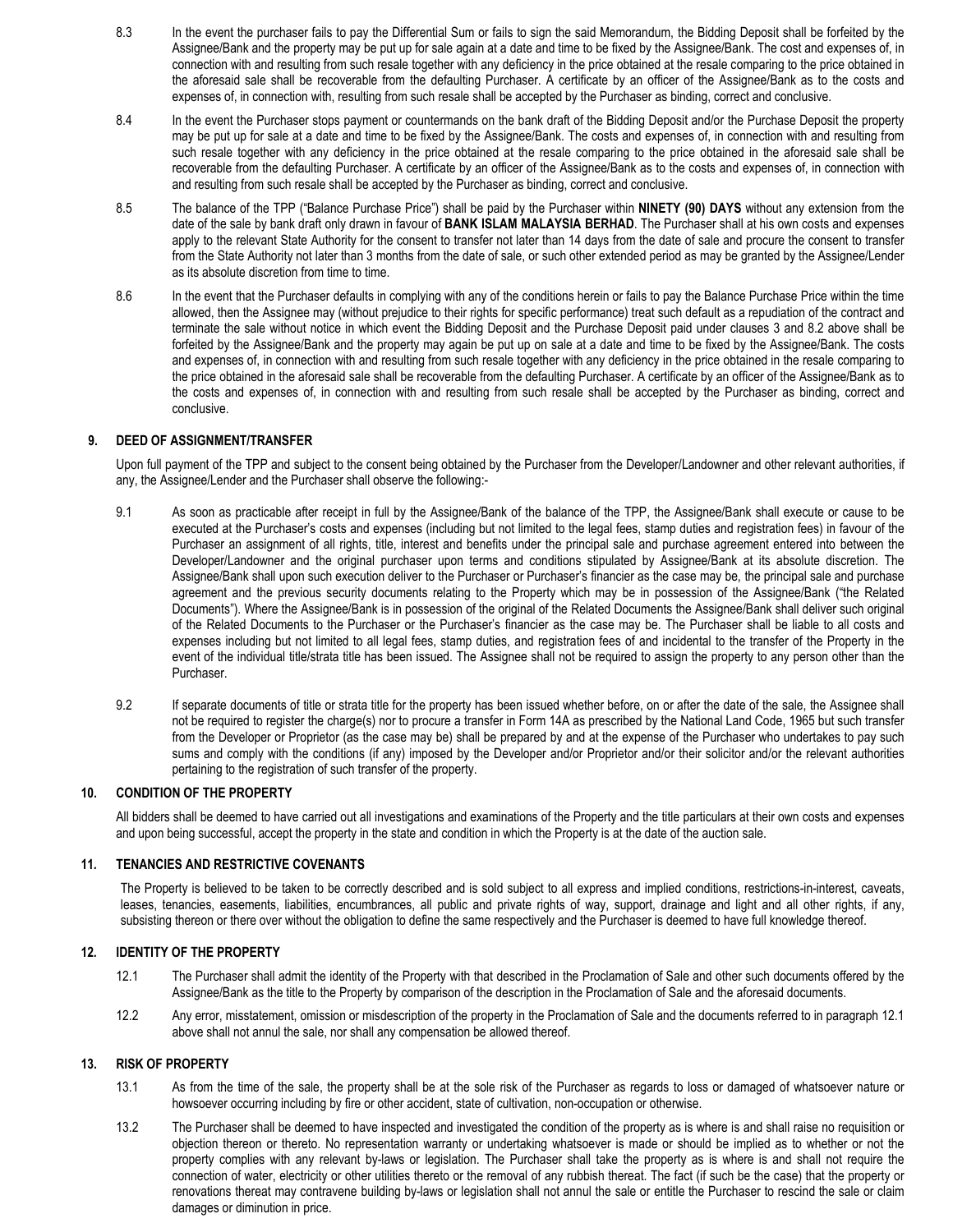8.3 In the event the purchaser fails to pay the Differential Sum or fails to sign the said Memorandum, the Bidding Deposit shall be forfeited by the Assignee/Bank and the property may be put up for sale again at a date and time to be fixed by the Assignee/Bank. The cost and expenses of, in connection with and resulting from such resale together with any deficiency in the price obtained at the resale comparing to the price obtained in the aforesaid sale shall be recoverable from the defaulting Purchaser. A certificate by an officer of the Assignee/Bank as to the costs and expenses of, in connection with, resulting from such resale shall be accepted by the Purchaser as binding, correct and conclusive.

8.4 In the event the Purchaser stops payment or countermands on the bank draft of the Bidding Deposit and/or the Purchase Deposit the property may be put up for sale at a date and time to be fixed by the Assignee/Bank. The costs and expenses of, in connection with and resulting from such resale together with any deficiency in the price obtained at the resale comparing to the price obtained in the aforesaid sale shall be recoverable from the defaulting Purchaser. A certificate by an officer of the Assignee/Bank as to the costs and expenses of, in connection with and resulting from such resale shall be accepted by the Purchaser as binding, correct and conclusive.

8.5 The balance of the TPP ("Balance Purchase Price") shall be paid by the Purchaser within **NINETY (90) DAYS** without any extension from the date of the sale by bank draft only drawn in favour of **BANK ISLAM MALAYSIA BERHAD**. The Purchaser shall at his own costs and expenses apply to the relevant State Authority for the consent to transfer not later than 14 days from the date of sale and procure the consent to transfer from the State Authority not later than 3 months from the date of sale, or such other extended period as may be granted by the Assignee/Lender as its absolute discretion from time to time.

8.6 In the event that the Purchaser defaults in complying with any of the conditions herein or fails to pay the Balance Purchase Price within the time allowed, then the Assignee may (without prejudice to their rights for specific performance) treat such default as a repudiation of the contract and terminate the sale without notice in which event the Bidding Deposit and the Purchase Deposit paid under clauses 3 and 8.2 above shall be forfeited by the Assignee/Bank and the property may again be put up on sale at a date and time to be fixed by the Assignee/Bank. The costs and expenses of, in connection with and resulting from such resale together with any deficiency in the price obtained in the resale comparing to the price obtained in the aforesaid sale shall be recoverable from the defaulting Purchaser. A certificate by an officer of the Assignee/Bank as to the costs and expenses of, in connection with and resulting from such resale shall be accepted by the Purchaser as binding, correct and conclusive.

## 9. DEED OF ASSIGNMENT/TRANSFER

Upon full payment of the TPP and subject to the consent being obtained by the Purchaser from the Developer/Landowner and other relevant authorities, if any, the Assignee/Lender and the Purchaser shall observe the following:-

9.1 As soon as practicable after receipt in full by the Assignee/Bank of the balance of the TPP, the Assignee/Bank shall execute or cause to be executed at the Purchaser's costs and expenses (including but not limited to the legal fees, stamp duties and registration fees) in favour of the Purchaser an assignment of all rights, title, interest and benefits under the principal sale and purchase agreement entered into between the Developer/Landowner and the original purchaser upon terms and conditions stipulated by Assignee/Bank at its absolute discretion. The Assignee/Bank shall upon such execution deliver to the Purchaser or Purchaser's financier as the case may be, the principal sale and purchase agreement and the previous security documents relating to the Property which may be in possession of the Assignee/Bank ("the Related Documents"). Where the Assignee/Bank is in possession of the original of the Related Documents the Assignee/Bank shall deliver such original of the Related Documents to the Purchaser or the Purchaser's financier as the case may be. The Purchaser shall be liable to all costs and expenses including but not limited to all legal fees, stamp duties, and registration fees of and incidental to the transfer of the Property in the event of the individual title/strata title has been issued. The Assignee shall not be required to assign the property to any person other than the Purchaser.

9.2 If separate documents of title or strata title for the property has been issued whether before, on or after the date of the sale, the Assignee shall not be required to register the charge(s) nor to procure a transfer in Form 14A as prescribed by the National Land Code, 1965 but such transfer from the Developer or Proprietor (as the case may be) shall be prepared by and at the expense of the Purchaser who undertakes to pay such sums and comply with the conditions (if any) imposed by the Developer and/or Proprietor and/or their solicitor and/or the relevant authorities pertaining to the registration of such transfer of the property.

## 10. CONDITION OF THE PROPERTY

All bidders shall be deemed to have carried out all investigations and examinations of the Property and the title particulars at their own costs and expenses and upon being successful, accept the property in the state and condition in which the Property is at the date of the auction sale.

## 11. TENANCIES AND RESTRICTIVE COVENANTS

The Property is believed to be taken to be correctly described and is sold subject to all express and implied conditions, restrictions-in-interest, caveats, leases, tenancies, easements, liabilities, encumbrances, all public and private rights of way, support, drainage and light and all other rights, if any, subsisting thereon or there over without the obligation to define the same respectively and the Purchaser is deemed to have full knowledge thereof.

## 12. IDENTITY OF THE PROPERTY

12.1 The Purchaser shall admit the identity of the Property with that described in the Proclamation of Sale and other such documents offered by the Assignee/Bank as the title to the Property by comparison of the description in the Proclamation of Sale and the aforesaid documents.

12.2 Any error, misstatement, omission or misdescription of the property in the Proclamation of Sale and the documents referred to in paragraph 12.1 above shall not annul the sale, nor shall any compensation be allowed thereof.

## 13. RISK OF PROPERTY

13.1 As from the time of the sale, the property shall be at the sole risk of the Purchaser as regards to loss or damaged of whatsoever nature or howsoever occurring including by fire or other accident, state of cultivation, non-occupation or otherwise.

13.2 The Purchaser shall be deemed to have inspected and investigated the condition of the property as is where is and shall raise no requisition or objection thereon or thereto. No representation warranty or undertaking whatsoever is made or should be implied as to whether or not the property complies with any relevant by-laws or legislation. The Purchaser shall take the property as is where is and shall not require the connection of water, electricity or other utilities thereto or the removal of any rubbish thereat. The fact (if such be the case) that the property or renovations thereat may contravene building by-laws or legislation shall not annul the sale or entitle the Purchaser to rescind the sale or claim damages or diminution in price.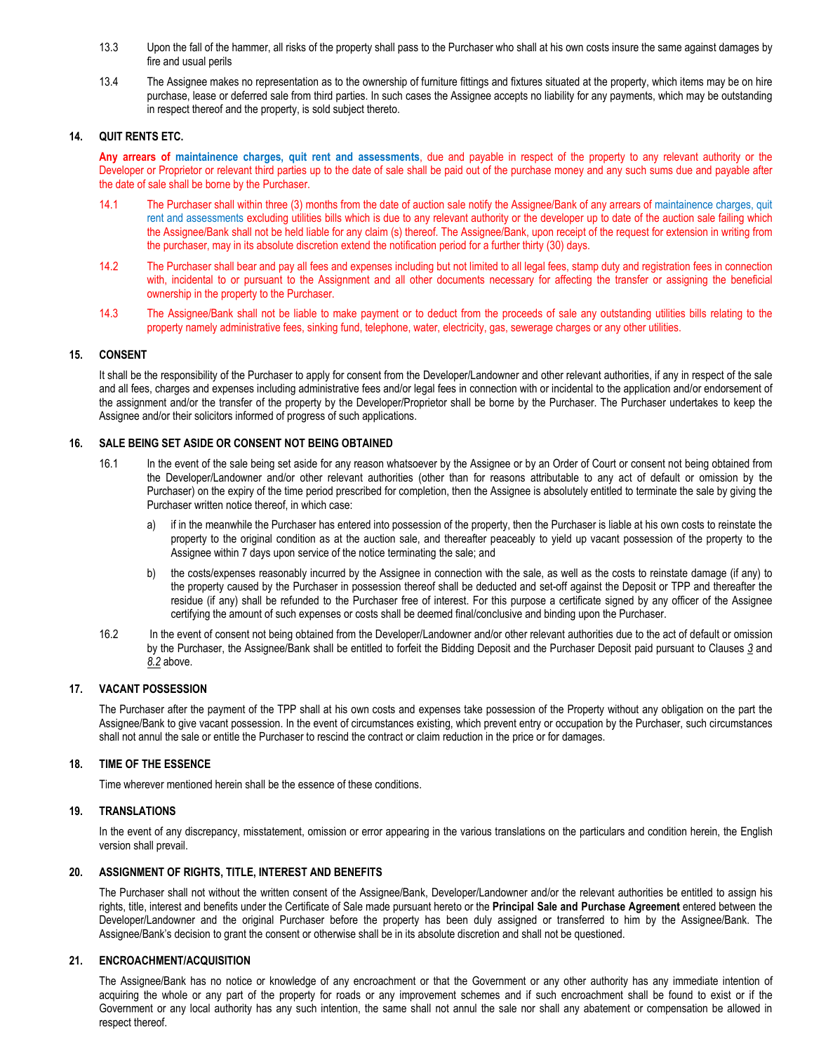13.3 Upon the fall of the hammer, all risks of the property shall pass to the Purchaser who shall at his own costs insure the same against damages by fire and usual perils

13.4 The Assignee makes no representation as to the ownership of furniture fittings and fixtures situated at the property, which items may be on hire purchase, lease or deferred sale from third parties. In such cases the Assignee accepts no liability for any payments, which may be outstanding in respect thereof and the property, is sold subject thereto.

### 14. QUIT RENTS ETC.

**Any arrears of maintainence charges, quit rent and assessments**, due and payable in respect of the property to any relevant authority or the Developer or Proprietor or relevant third parties up to the date of sale shall be paid out of the purchase money and any such sums due and payable after the date of sale shall be borne by the Purchaser.

14.1 The Purchaser shall within three (3) months from the date of auction sale notify the Assignee/Bank of any arrears of maintainence charges, quit rent and assessments excluding utilities bills which is due to any relevant authority or the developer up to date of the auction sale failing which the Assignee/Bank shall not be held liable for any claim (s) thereof. The Assignee/Bank, upon receipt of the request for extension in writing from the purchaser, may in its absolute discretion extend the notification period for a further thirty (30) days.

14.2 The Purchaser shall bear and pay all fees and expenses including but not limited to all legal fees, stamp duty and registration fees in connection with, incidental to or pursuant to the Assignment and all other documents necessary for affecting the transfer or assigning the beneficial ownership in the property to the Purchaser.

14.3 The Assignee/Bank shall not be liable to make payment or to deduct from the proceeds of sale any outstanding utilities bills relating to the property namely administrative fees, sinking fund, telephone, water, electricity, gas, sewerage charges or any other utilities.

### 15. CONSENT

It shall be the responsibility of the Purchaser to apply for consent from the Developer/Landowner and other relevant authorities, if any in respect of the sale and all fees, charges and expenses including administrative fees and/or legal fees in connection with or incidental to the application and/or endorsement of the assignment and/or the transfer of the property by the Developer/Proprietor shall be borne by the Purchaser. The Purchaser undertakes to keep the Assignee and/or their solicitors informed of progress of such applications.

### 16. SALE BEING SET ASIDE OR CONSENT NOT BEING OBTAINED

16.1 In the event of the sale being set aside for any reason whatsoever by the Assignee or by an Order of Court or consent not being obtained from the Developer/Landowner and/or other relevant authorities (other than for reasons attributable to any act of default or omission by the Purchaser) on the expiry of the time period prescribed for completion, then the Assignee is absolutely entitled to terminate the sale by giving the Purchaser written notice thereof, in which case:

a) if in the meanwhile the Purchaser has entered into possession of the property, then the Purchaser is liable at his own costs to reinstate the property to the original condition as at the auction sale, and thereafter peaceably to yield up vacant possession of the property to the Assignee within 7 days upon service of the notice terminating the sale; and

b) the costs/expenses reasonably incurred by the Assignee in connection with the sale, as well as the costs to reinstate damage (if any) to the property caused by the Purchaser in possession thereof shall be deducted and set-off against the Deposit or TPP and thereafter the residue (if any) shall be refunded to the Purchaser free of interest. For this purpose a certificate signed by any officer of the Assignee certifying the amount of such expenses or costs shall be deemed final/conclusive and binding upon the Purchaser.

16.2 In the event of consent not being obtained from the Developer/Landowner and/or other relevant authorities due to the act of default or omission by the Purchaser, the Assignee/Bank shall be entitled to forfeit the Bidding Deposit and the Purchaser Deposit paid pursuant to Clauses *3* and *8.2* above.

### 17. VACANT POSSESSION

The Purchaser after the payment of the TPP shall at his own costs and expenses take possession of the Property without any obligation on the part the Assignee/Bank to give vacant possession. In the event of circumstances existing, which prevent entry or occupation by the Purchaser, such circumstances shall not annul the sale or entitle the Purchaser to rescind the contract or claim reduction in the price or for damages.

### 18. TIME OF THE ESSENCE

Time wherever mentioned herein shall be the essence of these conditions.

### 19. TRANSLATIONS

In the event of any discrepancy, misstatement, omission or error appearing in the various translations on the particulars and condition herein, the English version shall prevail.

### 20. ASSIGNMENT OF RIGHTS, TITLE, INTEREST AND BENEFITS

The Purchaser shall not without the written consent of the Assignee/Bank, Developer/Landowner and/or the relevant authorities be entitled to assign his rights, title, interest and benefits under the Certificate of Sale made pursuant hereto or the **Principal Sale and Purchase Agreement** entered between the Developer/Landowner and the original Purchaser before the property has been duly assigned or transferred to him by the Assignee/Bank. The Assignee/Bank's decision to grant the consent or otherwise shall be in its absolute discretion and shall not be questioned.

### 21. ENCROACHMENT/ACQUISITION

The Assignee/Bank has no notice or knowledge of any encroachment or that the Government or any other authority has any immediate intention of acquiring the whole or any part of the property for roads or any improvement schemes and if such encroachment shall be found to exist or if the Government or any local authority has any such intention, the same shall not annul the sale nor shall any abatement or compensation be allowed in respect thereof.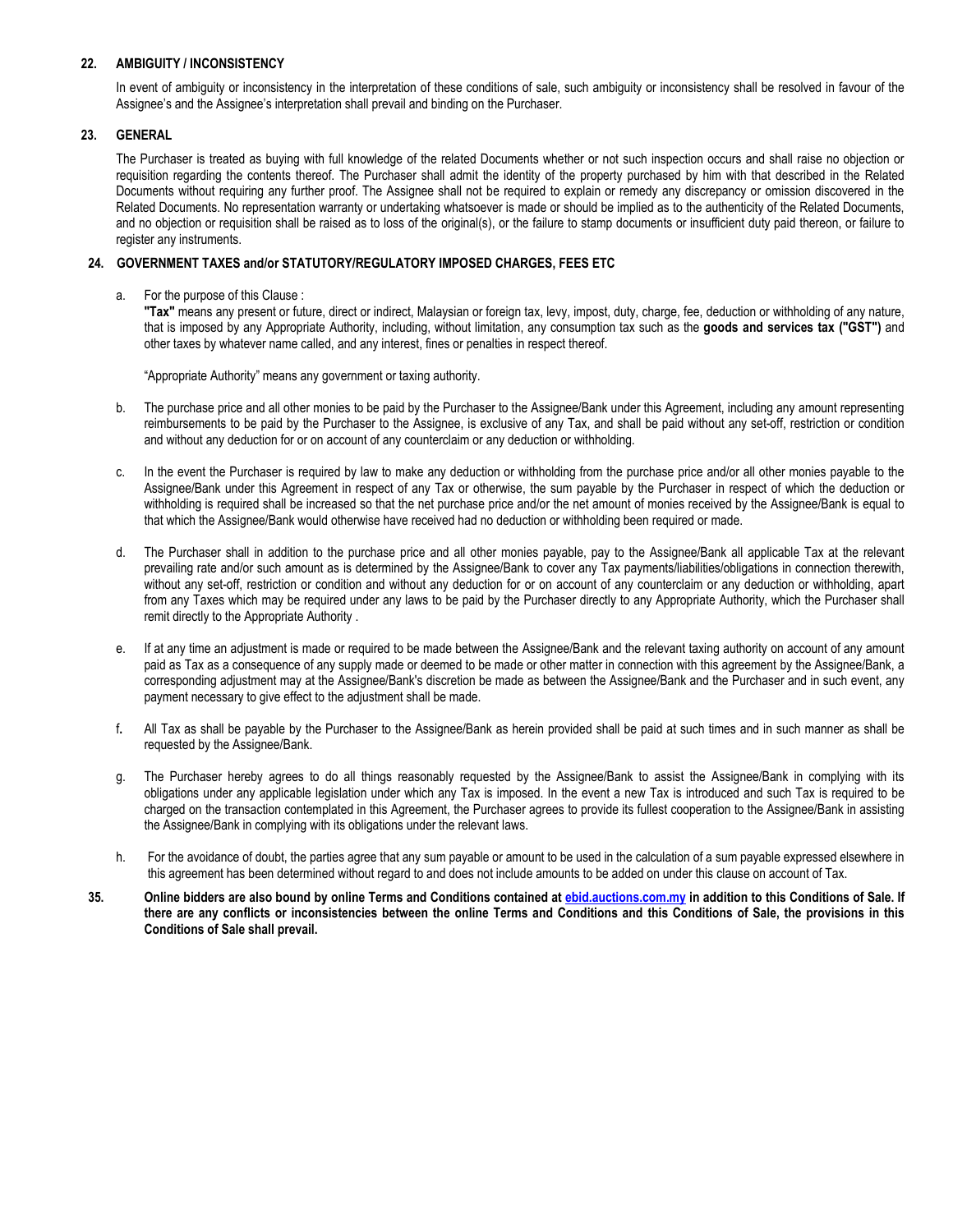## 22. AMBIGUITY / INCONSISTENCY

In event of ambiguity or inconsistency in the interpretation of these conditions of sale, such ambiguity or inconsistency shall be resolved in favour of the Assignee's and the Assignee's interpretation shall prevail and binding on the Purchaser.

## 23. GENERAL

The Purchaser is treated as buying with full knowledge of the related Documents whether or not such inspection occurs and shall raise no objection or requisition regarding the contents thereof. The Purchaser shall admit the identity of the property purchased by him with that described in the Related Documents without requiring any further proof. The Assignee shall not be required to explain or remedy any discrepancy or omission discovered in the Related Documents. No representation warranty or undertaking whatsoever is made or should be implied as to the authenticity of the Related Documents, and no objection or requisition shall be raised as to loss of the original(s), or the failure to stamp documents or insufficient duty paid thereon, or failure to register any instruments.

## 24. GOVERNMENT TAXES and/or STATUTORY/REGULATORY IMPOSED CHARGES, FEES ETC

a. For the purpose of this Clause :
**"Tax"** means any present or future, direct or indirect, Malaysian or foreign tax, levy, impost, duty, charge, fee, deduction or withholding of any nature, that is imposed by any Appropriate Authority, including, without limitation, any consumption tax such as the **goods and services tax ("GST")** and other taxes by whatever name called, and any interest, fines or penalties in respect thereof.

"Appropriate Authority" means any government or taxing authority.

b. The purchase price and all other monies to be paid by the Purchaser to the Assignee/Bank under this Agreement, including any amount representing reimbursements to be paid by the Purchaser to the Assignee, is exclusive of any Tax, and shall be paid without any set-off, restriction or condition and without any deduction for or on account of any counterclaim or any deduction or withholding.

c. In the event the Purchaser is required by law to make any deduction or withholding from the purchase price and/or all other monies payable to the Assignee/Bank under this Agreement in respect of any Tax or otherwise, the sum payable by the Purchaser in respect of which the deduction or withholding is required shall be increased so that the net purchase price and/or the net amount of monies received by the Assignee/Bank is equal to that which the Assignee/Bank would otherwise have received had no deduction or withholding been required or made.

d. The Purchaser shall in addition to the purchase price and all other monies payable, pay to the Assignee/Bank all applicable Tax at the relevant prevailing rate and/or such amount as is determined by the Assignee/Bank to cover any Tax payments/liabilities/obligations in connection therewith, without any set-off, restriction or condition and without any deduction for or on account of any counterclaim or any deduction or withholding, apart from any Taxes which may be required under any laws to be paid by the Purchaser directly to any Appropriate Authority, which the Purchaser shall remit directly to the Appropriate Authority .

e. If at any time an adjustment is made or required to be made between the Assignee/Bank and the relevant taxing authority on account of any amount paid as Tax as a consequence of any supply made or deemed to be made or other matter in connection with this agreement by the Assignee/Bank, a corresponding adjustment may at the Assignee/Bank's discretion be made as between the Assignee/Bank and the Purchaser and in such event, any payment necessary to give effect to the adjustment shall be made.

f. All Tax as shall be payable by the Purchaser to the Assignee/Bank as herein provided shall be paid at such times and in such manner as shall be requested by the Assignee/Bank.

g. The Purchaser hereby agrees to do all things reasonably requested by the Assignee/Bank to assist the Assignee/Bank in complying with its obligations under any applicable legislation under which any Tax is imposed. In the event a new Tax is introduced and such Tax is required to be charged on the transaction contemplated in this Agreement, the Purchaser agrees to provide its fullest cooperation to the Assignee/Bank in assisting the Assignee/Bank in complying with its obligations under the relevant laws.

h. For the avoidance of doubt, the parties agree that any sum payable or amount to be used in the calculation of a sum payable expressed elsewhere in this agreement has been determined without regard to and does not include amounts to be added on under this clause on account of Tax.

**35. Online bidders are also bound by online Terms and Conditions contained at ebid.auctions.com.my in addition to this Conditions of Sale. If there are any conflicts or inconsistencies between the online Terms and Conditions and this Conditions of Sale, the provisions in this Conditions of Sale shall prevail.**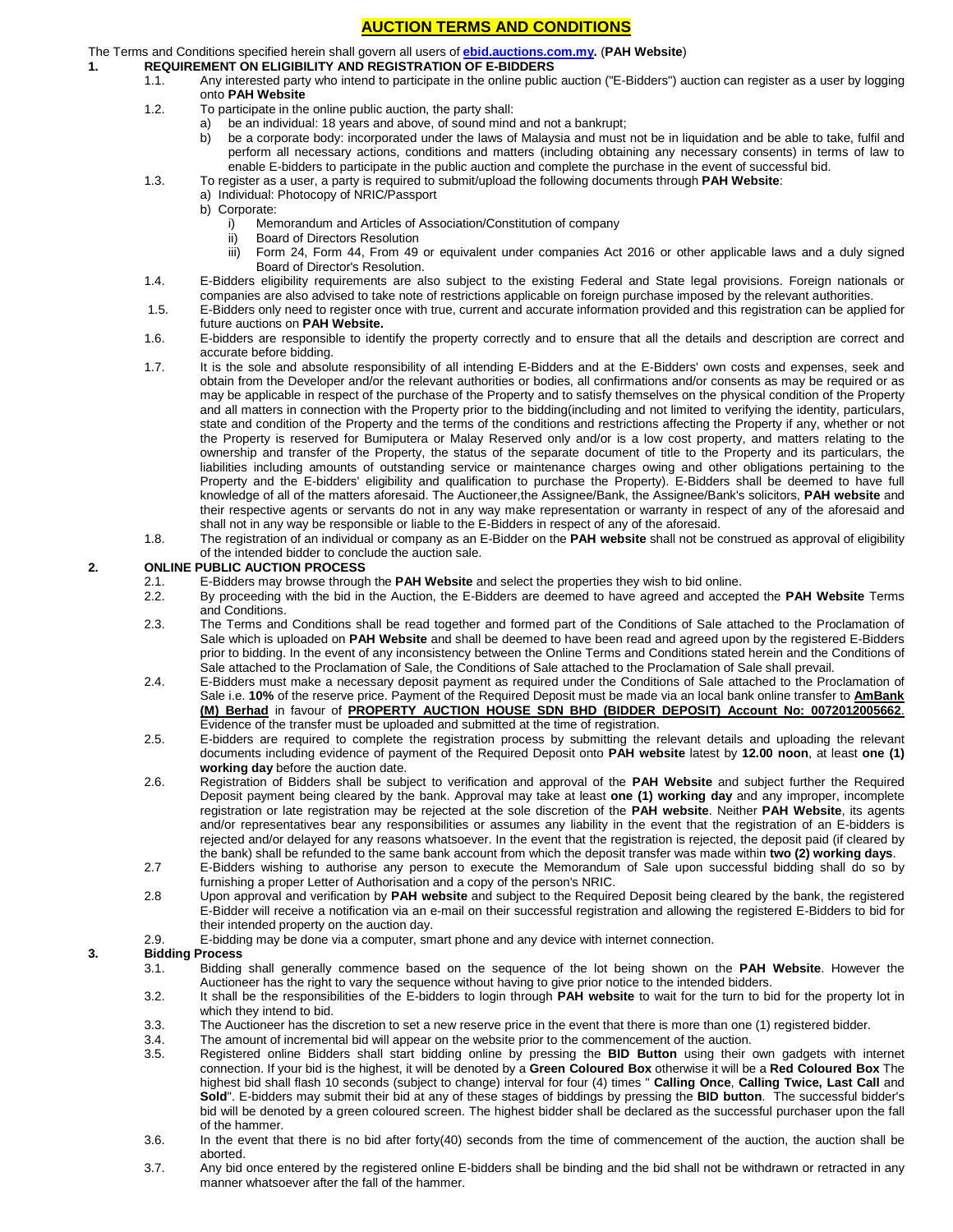# AUCTION TERMS AND CONDITIONS

The Terms and Conditions specified herein shall govern all users of **ebid.auctions.com.my.** (**PAH Website**)

**1. REQUIREMENT ON ELIGIBILITY AND REGISTRATION OF E-BIDDERS**

1.1. Any interested party who intend to participate in the online public auction ("E-Bidders") auction can register as a user by logging onto **PAH Website**

1.2. To participate in the online public auction, the party shall:
   a) be an individual: 18 years and above, of sound mind and not a bankrupt;
   b) be a corporate body: incorporated under the laws of Malaysia and must not be in liquidation and be able to take, fulfil and perform all necessary actions, conditions and matters (including obtaining any necessary consents) in terms of law to enable E-bidders to participate in the public auction and complete the purchase in the event of successful bid.

1.3. To register as a user, a party is required to submit/upload the following documents through **PAH Website**:
   a) Individual: Photocopy of NRIC/Passport
   b) Corporate:
      i) Memorandum and Articles of Association/Constitution of company
      ii) Board of Directors Resolution
      iii) Form 24, Form 44, From 49 or equivalent under companies Act 2016 or other applicable laws and a duly signed Board of Director's Resolution.

1.4. E-Bidders eligibility requirements are also subject to the existing Federal and State legal provisions. Foreign nationals or companies are also advised to take note of restrictions applicable on foreign purchase imposed by the relevant authorities.

1.5. E-Bidders only need to register once with true, current and accurate information provided and this registration can be applied for future auctions on **PAH Website.**

1.6. E-bidders are responsible to identify the property correctly and to ensure that all the details and description are correct and accurate before bidding.

1.7. It is the sole and absolute responsibility of all intending E-Bidders and at the E-Bidders' own costs and expenses, seek and obtain from the Developer and/or the relevant authorities or bodies, all confirmations and/or consents as may be required or as may be applicable in respect of the purchase of the Property and to satisfy themselves on the physical condition of the Property and all matters in connection with the Property prior to the bidding(including and not limited to verifying the identity, particulars, state and condition of the Property and the terms of the conditions and restrictions affecting the Property if any, whether or not the Property is reserved for Bumiputera or Malay Reserved only and/or is a low cost property, and matters relating to the ownership and transfer of the Property, the status of the separate document of title to the Property and its particulars, the liabilities including amounts of outstanding service or maintenance charges owing and other obligations pertaining to the Property and the E-bidders' eligibility and qualification to purchase the Property). E-Bidders shall be deemed to have full knowledge of all of the matters aforesaid. The Auctioneer,the Assignee/Bank, the Assignee/Bank's solicitors, **PAH website** and their respective agents or servants do not in any way make representation or warranty in respect of any of the aforesaid and shall not in any way be responsible or liable to the E-Bidders in respect of any of the aforesaid.

1.8. The registration of an individual or company as an E-Bidder on the **PAH website** shall not be construed as approval of eligibility of the intended bidder to conclude the auction sale.

**2. ONLINE PUBLIC AUCTION PROCESS**

2.1. E-Bidders may browse through the **PAH Website** and select the properties they wish to bid online.

2.2. By proceeding with the bid in the Auction, the E-Bidders are deemed to have agreed and accepted the **PAH Website** Terms and Conditions.

2.3. The Terms and Conditions shall be read together and formed part of the Conditions of Sale attached to the Proclamation of Sale which is uploaded on **PAH Website** and shall be deemed to have been read and agreed upon by the registered E-Bidders prior to bidding. In the event of any inconsistency between the Online Terms and Conditions stated herein and the Conditions of Sale attached to the Proclamation of Sale, the Conditions of Sale attached to the Proclamation of Sale shall prevail.

2.4. E-Bidders must make a necessary deposit payment as required under the Conditions of Sale attached to the Proclamation of Sale i.e. **10%** of the reserve price. Payment of the Required Deposit must be made via an local bank online transfer to **AmBank (M) Berhad** in favour of **PROPERTY AUCTION HOUSE SDN BHD (BIDDER DEPOSIT) Account No: 0072012005662**. Evidence of the transfer must be uploaded and submitted at the time of registration.

2.5. E-bidders are required to complete the registration process by submitting the relevant details and uploading the relevant documents including evidence of payment of the Required Deposit onto **PAH website** latest by **12.00 noon**, at least **one (1) working day** before the auction date.

2.6. Registration of Bidders shall be subject to verification and approval of the **PAH Website** and subject further the Required Deposit payment being cleared by the bank. Approval may take at least **one (1) working day** and any improper, incomplete registration or late registration may be rejected at the sole discretion of the **PAH website**. Neither **PAH Website**, its agents and/or representatives bear any responsibilities or assumes any liability in the event that the registration of an E-bidders is rejected and/or delayed for any reasons whatsoever. In the event that the registration is rejected, the deposit paid (if cleared by the bank) shall be refunded to the same bank account from which the deposit transfer was made within **two (2) working days**.

2.7 E-Bidders wishing to authorise any person to execute the Memorandum of Sale upon successful bidding shall do so by furnishing a proper Letter of Authorisation and a copy of the person's NRIC.

2.8 Upon approval and verification by **PAH website** and subject to the Required Deposit being cleared by the bank, the registered E-Bidder will receive a notification via an e-mail on their successful registration and allowing the registered E-Bidders to bid for their intended property on the auction day.

2.9. E-bidding may be done via a computer, smart phone and any device with internet connection.

**3. Bidding Process**

3.1. Bidding shall generally commence based on the sequence of the lot being shown on the **PAH Website**. However the Auctioneer has the right to vary the sequence without having to give prior notice to the intended bidders.

3.2. It shall be the responsibilities of the E-bidders to login through **PAH website** to wait for the turn to bid for the property lot in which they intend to bid.

3.3. The Auctioneer has the discretion to set a new reserve price in the event that there is more than one (1) registered bidder.

3.4. The amount of incremental bid will appear on the website prior to the commencement of the auction.

3.5. Registered online Bidders shall start bidding online by pressing the **BID Button** using their own gadgets with internet connection. If your bid is the highest, it will be denoted by a **Green Coloured Box** otherwise it will be a **Red Coloured Box** The highest bid shall flash 10 seconds (subject to change) interval for four (4) times " **Calling Once**, **Calling Twice, Last Call** and **Sold**". E-bidders may submit their bid at any of these stages of biddings by pressing the **BID button**. The successful bidder's bid will be denoted by a green coloured screen. The highest bidder shall be declared as the successful purchaser upon the fall of the hammer.

3.6. In the event that there is no bid after forty(40) seconds from the time of commencement of the auction, the auction shall be aborted.

3.7. Any bid once entered by the registered online E-bidders shall be binding and the bid shall not be withdrawn or retracted in any manner whatsoever after the fall of the hammer.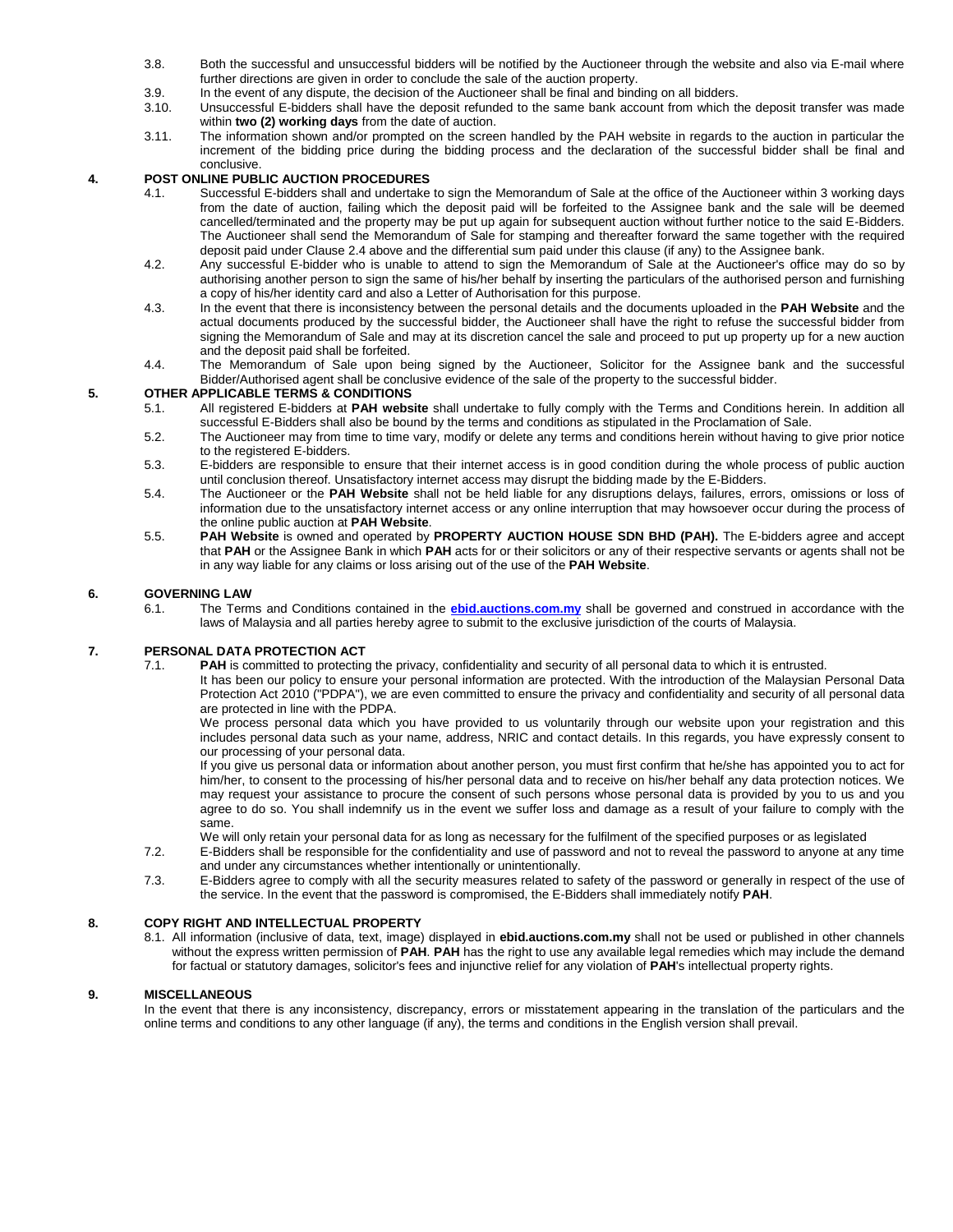3.8. Both the successful and unsuccessful bidders will be notified by the Auctioneer through the website and also via E-mail where further directions are given in order to conclude the sale of the auction property.

3.9. In the event of any dispute, the decision of the Auctioneer shall be final and binding on all bidders.

3.10. Unsuccessful E-bidders shall have the deposit refunded to the same bank account from which the deposit transfer was made within **two (2) working days** from the date of auction.

3.11. The information shown and/or prompted on the screen handled by the PAH website in regards to the auction in particular the increment of the bidding price during the bidding process and the declaration of the successful bidder shall be final and conclusive.

## 4. POST ONLINE PUBLIC AUCTION PROCEDURES

4.1. Successful E-bidders shall and undertake to sign the Memorandum of Sale at the office of the Auctioneer within 3 working days from the date of auction, failing which the deposit paid will be forfeited to the Assignee bank and the sale will be deemed cancelled/terminated and the property may be put up again for subsequent auction without further notice to the said E-Bidders. The Auctioneer shall send the Memorandum of Sale for stamping and thereafter forward the same together with the required deposit paid under Clause 2.4 above and the differential sum paid under this clause (if any) to the Assignee bank.

4.2. Any successful E-bidder who is unable to attend to sign the Memorandum of Sale at the Auctioneer's office may do so by authorising another person to sign the same of his/her behalf by inserting the particulars of the authorised person and furnishing a copy of his/her identity card and also a Letter of Authorisation for this purpose.

4.3. In the event that there is inconsistency between the personal details and the documents uploaded in the **PAH Website** and the actual documents produced by the successful bidder, the Auctioneer shall have the right to refuse the successful bidder from signing the Memorandum of Sale and may at its discretion cancel the sale and proceed to put up property up for a new auction and the deposit paid shall be forfeited.

4.4. The Memorandum of Sale upon being signed by the Auctioneer, Solicitor for the Assignee bank and the successful Bidder/Authorised agent shall be conclusive evidence of the sale of the property to the successful bidder.

## 5. OTHER APPLICABLE TERMS & CONDITIONS

5.1. All registered E-bidders at **PAH website** shall undertake to fully comply with the Terms and Conditions herein. In addition all successful E-Bidders shall also be bound by the terms and conditions as stipulated in the Proclamation of Sale.

5.2. The Auctioneer may from time to time vary, modify or delete any terms and conditions herein without having to give prior notice to the registered E-bidders.

5.3. E-bidders are responsible to ensure that their internet access is in good condition during the whole process of public auction until conclusion thereof. Unsatisfactory internet access may disrupt the bidding made by the E-Bidders.

5.4. The Auctioneer or the **PAH Website** shall not be held liable for any disruptions delays, failures, errors, omissions or loss of information due to the unsatisfactory internet access or any online interruption that may howsoever occur during the process of the online public auction at **PAH Website**.

5.5. **PAH Website** is owned and operated by **PROPERTY AUCTION HOUSE SDN BHD (PAH).** The E-bidders agree and accept that **PAH** or the Assignee Bank in which **PAH** acts for or their solicitors or any of their respective servants or agents shall not be in any way liable for any claims or loss arising out of the use of the **PAH Website**.

## 6. GOVERNING LAW

6.1. The Terms and Conditions contained in the **ebid.auctions.com.my** shall be governed and construed in accordance with the laws of Malaysia and all parties hereby agree to submit to the exclusive jurisdiction of the courts of Malaysia.

## 7. PERSONAL DATA PROTECTION ACT

7.1. **PAH** is committed to protecting the privacy, confidentiality and security of all personal data to which it is entrusted.

It has been our policy to ensure your personal information are protected. With the introduction of the Malaysian Personal Data Protection Act 2010 ("PDPA"), we are even committed to ensure the privacy and confidentiality and security of all personal data are protected in line with the PDPA.

We process personal data which you have provided to us voluntarily through our website upon your registration and this includes personal data such as your name, address, NRIC and contact details. In this regards, you have expressly consent to our processing of your personal data.

If you give us personal data or information about another person, you must first confirm that he/she has appointed you to act for him/her, to consent to the processing of his/her personal data and to receive on his/her behalf any data protection notices. We may request your assistance to procure the consent of such persons whose personal data is provided by you to us and you agree to do so. You shall indemnify us in the event we suffer loss and damage as a result of your failure to comply with the same.

We will only retain your personal data for as long as necessary for the fulfilment of the specified purposes or as legislated

7.2. E-Bidders shall be responsible for the confidentiality and use of password and not to reveal the password to anyone at any time and under any circumstances whether intentionally or unintentionally.

7.3. E-Bidders agree to comply with all the security measures related to safety of the password or generally in respect of the use of the service. In the event that the password is compromised, the E-Bidders shall immediately notify **PAH**.

## 8. COPY RIGHT AND INTELLECTUAL PROPERTY

8.1. All information (inclusive of data, text, image) displayed in **ebid.auctions.com.my** shall not be used or published in other channels without the express written permission of **PAH**. **PAH** has the right to use any available legal remedies which may include the demand for factual or statutory damages, solicitor's fees and injunctive relief for any violation of **PAH**'s intellectual property rights.

## 9. MISCELLANEOUS

In the event that there is any inconsistency, discrepancy, errors or misstatement appearing in the translation of the particulars and the online terms and conditions to any other language (if any), the terms and conditions in the English version shall prevail.